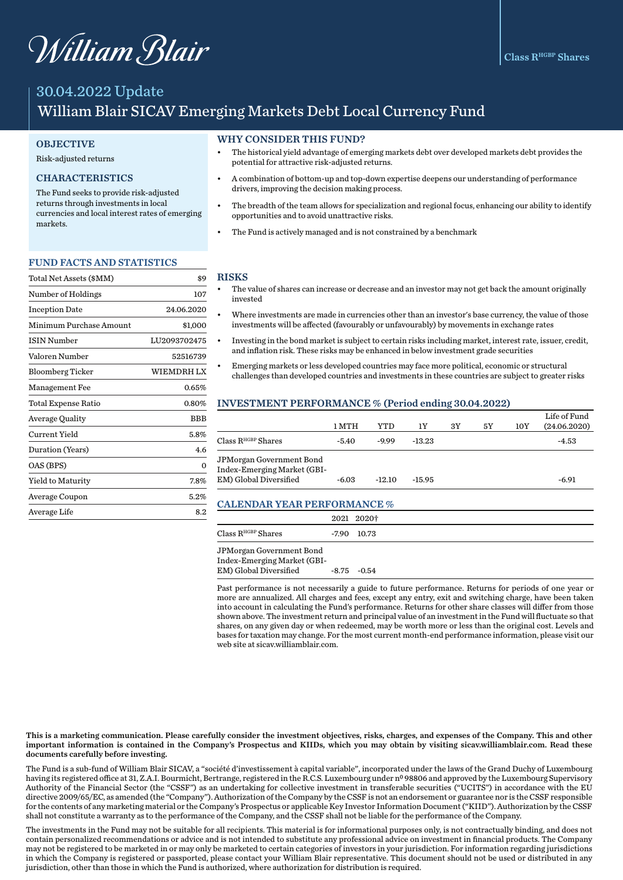William Blair

Class R^HGBP Shares

# 30.04.2022 Update

# William Blair SICAV Emerging Markets Debt Local Currency Fund

## OBJECTIVE

Risk-adjusted returns

## CHARACTERISTICS

The Fund seeks to provide risk-adjusted returns through investments in local currencies and local interest rates of emerging markets.

## WHY CONSIDER THIS FUND?

- The historical yield advantage of emerging markets debt over developed markets debt provides the potential for attractive risk-adjusted returns.
- A combination of bottom-up and top-down expertise deepens our understanding of performance drivers, improving the decision making process.
- The breadth of the team allows for specialization and regional focus, enhancing our ability to identify opportunities and to avoid unattractive risks.
- The Fund is actively managed and is not constrained by a benchmark

## FUND FACTS AND STATISTICS

| | |
|---|---|
| Total Net Assets ($MM) | $9 |
| Number of Holdings | 107 |
| Inception Date | 24.06.2020 |
| Minimum Purchase Amount | $1,000 |
| ISIN Number | LU2093702475 |
| Valoren Number | 52516739 |
| Bloomberg Ticker | WIEMDRH LX |
| Management Fee | 0.65% |
| Total Expense Ratio | 0.80% |
| Average Quality | BBB |
| Current Yield | 5.8% |
| Duration (Years) | 4.6 |
| OAS (BPS) | 0 |
| Yield to Maturity | 7.8% |
| Average Coupon | 5.2% |
| Average Life | 8.2 |

## RISKS

- The value of shares can increase or decrease and an investor may not get back the amount originally invested
- Where investments are made in currencies other than an investor's base currency, the value of those investments will be affected (favourably or unfavourably) by movements in exchange rates
- Investing in the bond market is subject to certain risks including market, interest rate, issuer, credit, and inflation risk. These risks may be enhanced in below investment grade securities
- Emerging markets or less developed countries may face more political, economic or structural challenges than developed countries and investments in these countries are subject to greater risks

## INVESTMENT PERFORMANCE % (Period ending 30.04.2022)

| | 1 MTH | YTD | 1Y | 3Y | 5Y | 10Y | Life of Fund (24.06.2020) |
|---|---|---|---|---|---|---|---|
| Class R^HGBP Shares | -5.40 | -9.99 | -13.23 | | | | -4.53 |
| JPMorgan Government Bond Index-Emerging Market (GBI-EM) Global Diversified | -6.03 | -12.10 | -15.95 | | | | -6.91 |

## CALENDAR YEAR PERFORMANCE %

| | 2021 | 2020† |
|---|---|---|
| Class R^HGBP Shares | -7.90 | 10.73 |
| JPMorgan Government Bond Index-Emerging Market (GBI-EM) Global Diversified | -8.75 | -0.54 |

Past performance is not necessarily a guide to future performance. Returns for periods of one year or more are annualized. All charges and fees, except any entry, exit and switching charge, have been taken into account in calculating the Fund's performance. Returns for other share classes will differ from those shown above. The investment return and principal value of an investment in the Fund will fluctuate so that shares, on any given day or when redeemed, may be worth more or less than the original cost. Levels and bases for taxation may change. For the most current month-end performance information, please visit our web site at sicav.williamblair.com.

**This is a marketing communication. Please carefully consider the investment objectives, risks, charges, and expenses of the Company. This and other important information is contained in the Company's Prospectus and KIIDs, which you may obtain by visiting sicav.williamblair.com. Read these documents carefully before investing.**

The Fund is a sub-fund of William Blair SICAV, a "société d'investissement à capital variable", incorporated under the laws of the Grand Duchy of Luxembourg having its registered office at 31, Z.A.I. Bourmicht, Bertrange, registered in the R.C.S. Luxembourg under nº 98806 and approved by the Luxembourg Supervisory Authority of the Financial Sector (the "CSSF") as an undertaking for collective investment in transferable securities ("UCITS") in accordance with the EU directive 2009/65/EC, as amended (the "Company"). Authorization of the Company by the CSSF is not an endorsement or guarantee nor is the CSSF responsible for the contents of any marketing material or the Company's Prospectus or applicable Key Investor Information Document ("KIID"). Authorization by the CSSF shall not constitute a warranty as to the performance of the Company, and the CSSF shall not be liable for the performance of the Company.

The investments in the Fund may not be suitable for all recipients. This material is for informational purposes only, is not contractually binding, and does not contain personalized recommendations or advice and is not intended to substitute any professional advice on investment in financial products. The Company may not be registered to be marketed in or may only be marketed to certain categories of investors in your jurisdiction. For information regarding jurisdictions in which the Company is registered or passported, please contact your William Blair representative. This document should not be used or distributed in any jurisdiction, other than those in which the Fund is authorized, where authorization for distribution is required.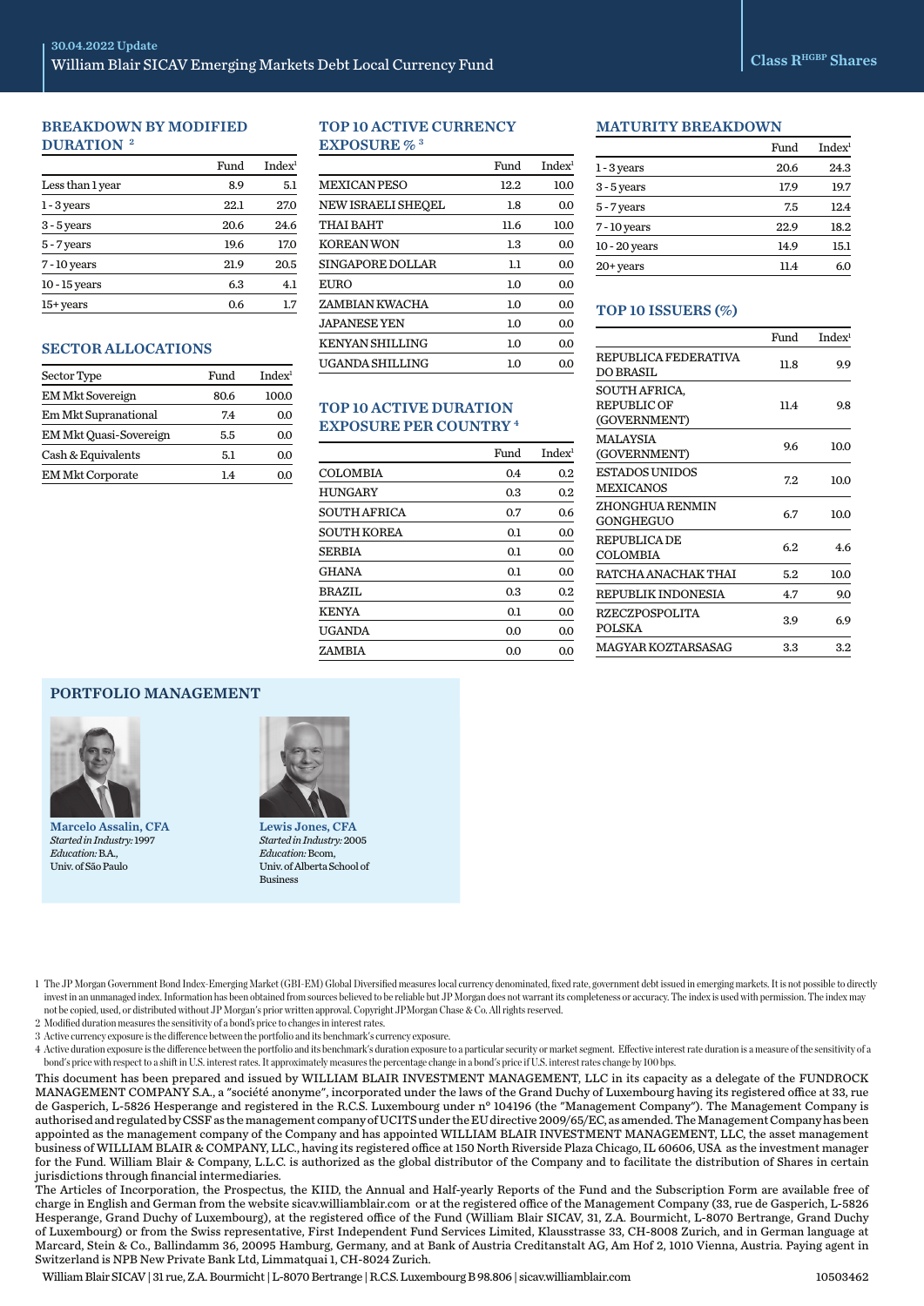30.04.2022 Update

William Blair SICAV Emerging Markets Debt Local Currency Fund

Class R[HGBP] Shares

## BREAKDOWN BY MODIFIED DURATION [2]

| | Fund | Index[1] |
|---|---|---|
| Less than 1 year | 8.9 | 5.1 |
| 1 - 3 years | 22.1 | 27.0 |
| 3 - 5 years | 20.6 | 24.6 |
| 5 - 7 years | 19.6 | 17.0 |
| 7 - 10 years | 21.9 | 20.5 |
| 10 - 15 years | 6.3 | 4.1 |
| 15+ years | 0.6 | 1.7 |

## SECTOR ALLOCATIONS

| Sector Type | Fund | Index[1] |
|---|---|---|
| EM Mkt Sovereign | 80.6 | 100.0 |
| Em Mkt Supranational | 7.4 | 0.0 |
| EM Mkt Quasi-Sovereign | 5.5 | 0.0 |
| Cash & Equivalents | 5.1 | 0.0 |
| EM Mkt Corporate | 1.4 | 0.0 |

## TOP 10 ACTIVE CURRENCY EXPOSURE % [3]

| | Fund | Index[1] |
|---|---|---|
| MEXICAN PESO | 12.2 | 10.0 |
| NEW ISRAELI SHEQEL | 1.8 | 0.0 |
| THAI BAHT | 11.6 | 10.0 |
| KOREAN WON | 1.3 | 0.0 |
| SINGAPORE DOLLAR | 1.1 | 0.0 |
| EURO | 1.0 | 0.0 |
| ZAMBIAN KWACHA | 1.0 | 0.0 |
| JAPANESE YEN | 1.0 | 0.0 |
| KENYAN SHILLING | 1.0 | 0.0 |
| UGANDA SHILLING | 1.0 | 0.0 |

## TOP 10 ACTIVE DURATION EXPOSURE PER COUNTRY [4]

| | Fund | Index[1] |
|---|---|---|
| COLOMBIA | 0.4 | 0.2 |
| HUNGARY | 0.3 | 0.2 |
| SOUTH AFRICA | 0.7 | 0.6 |
| SOUTH KOREA | 0.1 | 0.0 |
| SERBIA | 0.1 | 0.0 |
| GHANA | 0.1 | 0.0 |
| BRAZIL | 0.3 | 0.2 |
| KENYA | 0.1 | 0.0 |
| UGANDA | 0.0 | 0.0 |
| ZAMBIA | 0.0 | 0.0 |

## MATURITY BREAKDOWN

| | Fund | Index[1] |
|---|---|---|
| 1 - 3 years | 20.6 | 24.3 |
| 3 - 5 years | 17.9 | 19.7 |
| 5 - 7 years | 7.5 | 12.4 |
| 7 - 10 years | 22.9 | 18.2 |
| 10 - 20 years | 14.9 | 15.1 |
| 20+ years | 11.4 | 6.0 |

## TOP 10 ISSUERS (%)

| | Fund | Index[1] |
|---|---|---|
| REPUBLICA FEDERATIVA DO BRASIL | 11.8 | 9.9 |
| SOUTH AFRICA, REPUBLIC OF (GOVERNMENT) | 11.4 | 9.8 |
| MALAYSIA (GOVERNMENT) | 9.6 | 10.0 |
| ESTADOS UNIDOS MEXICANOS | 7.2 | 10.0 |
| ZHONGHUA RENMIN GONGHEGUO | 6.7 | 10.0 |
| REPUBLICA DE COLOMBIA | 6.2 | 4.6 |
| RATCHA ANACHAK THAI | 5.2 | 10.0 |
| REPUBLIK INDONESIA | 4.7 | 9.0 |
| RZECZPOSPOLITA POLSKA | 3.9 | 6.9 |
| MAGYAR KOZTARSASAG | 3.3 | 3.2 |

## PORTFOLIO MANAGEMENT

**Marcelo Assalin, CFA**
*Started in Industry:* 1997
*Education:* B.A., Univ. of São Paulo

**Lewis Jones, CFA**
*Started in Industry:* 2005
*Education:* Bcom, Univ. of Alberta School of Business

1 The JP Morgan Government Bond Index-Emerging Market (GBI-EM) Global Diversified measures local currency denominated, fixed rate, government debt issued in emerging markets. It is not possible to directly invest in an unmanaged index. Information has been obtained from sources believed to be reliable but JP Morgan does not warrant its completeness or accuracy. The index is used with permission. The index may not be copied, used, or distributed without JP Morgan's prior written approval. Copyright JPMorgan Chase & Co. All rights reserved.
2 Modified duration measures the sensitivity of a bond's price to changes in interest rates.
3 Active currency exposure is the difference between the portfolio and its benchmark's currency exposure.
4 Active duration exposure is the difference between the portfolio and its benchmark's duration exposure to a particular security or market segment. Effective interest rate duration is a measure of the sensitivity of a bond's price with respect to a shift in U.S. interest rates. It approximately measures the percentage change in a bond's price if U.S. interest rates change by 100 bps.

This document has been prepared and issued by WILLIAM BLAIR INVESTMENT MANAGEMENT, LLC in its capacity as a delegate of the FUNDROCK MANAGEMENT COMPANY S.A., a "société anonyme", incorporated under the laws of the Grand Duchy of Luxembourg having its registered office at 33, rue de Gasperich, L-5826 Hesperange and registered in the R.C.S. Luxembourg under n° 104196 (the "Management Company"). The Management Company is authorised and regulated by CSSF as the management company of UCITS under the EU directive 2009/65/EC, as amended. The Management Company has been appointed as the management company of the Company and has appointed WILLIAM BLAIR INVESTMENT MANAGEMENT, LLC, the asset management business of WILLIAM BLAIR & COMPANY, LLC., having its registered office at 150 North Riverside Plaza Chicago, IL 60606, USA as the investment manager for the Fund. William Blair & Company, L.L.C. is authorized as the global distributor of the Company and to facilitate the distribution of Shares in certain jurisdictions through financial intermediaries.

The Articles of Incorporation, the Prospectus, the KIID, the Annual and Half-yearly Reports of the Fund and the Subscription Form are available free of charge in English and German from the website sicav.williamblair.com or at the registered office of the Management Company (33, rue de Gasperich, L-5826 Hesperange, Grand Duchy of Luxembourg), at the registered office of the Fund (William Blair SICAV, 31, Z.A. Bourmicht, L-8070 Bertrange, Grand Duchy of Luxembourg) or from the Swiss representative, First Independent Fund Services Limited, Klausstrasse 33, CH-8008 Zurich, and in German language at Marcard, Stein & Co., Ballindamm 36, 20095 Hamburg, Germany, and at Bank of Austria Creditanstalt AG, Am Hof 2, 1010 Vienna, Austria. Paying agent in Switzerland is NPB New Private Bank Ltd, Limmatquai 1, CH-8024 Zurich.

William Blair SICAV | 31 rue, Z.A. Bourmicht | L-8070 Bertrange | R.C.S. Luxembourg B 98.806 | sicav.williamblair.com 10503462